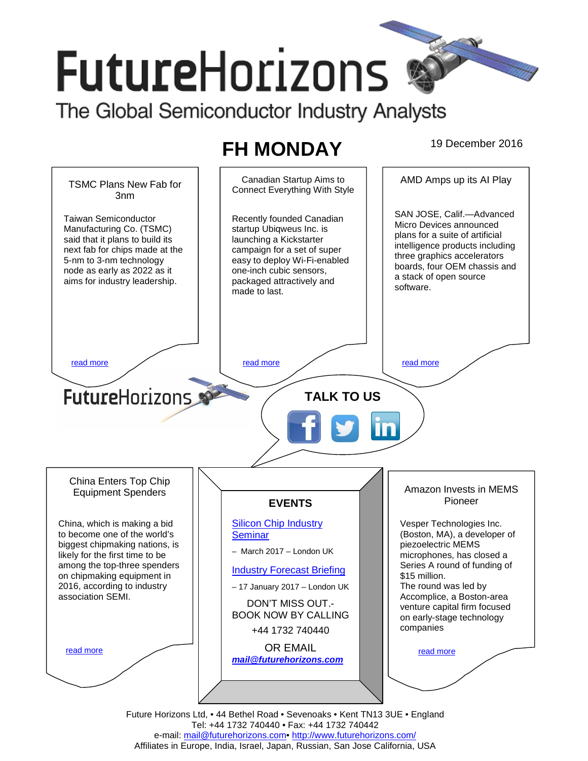# FutureHorizons

The Global Semiconductor Industry Analysts

## FH MONDAY

19 December 2016

### TSMC Plans New Fab for 3nm

Taiwan Semiconductor Manufacturing Co. (TSMC) said that it plans to build its next fab for chips made at the 5-nm to 3-nm technology node as early as 2022 as it aims for industry leadership.

read more

### Canadian Startup Aims to Connect Everything With Style

Recently founded Canadian startup Ubiqweus Inc. is launching a Kickstarter campaign for a set of super easy to deploy Wi-Fi-enabled one-inch cubic sensors, packaged attractively and made to last.

read more

### AMD Amps up its AI Play

SAN JOSE, Calif.—Advanced Micro Devices announced plans for a suite of artificial intelligence products including three graphics accelerators boards, four OEM chassis and a stack of open source software.

read more

FutureHorizons

**TALK TO US**

### China Enters Top Chip Equipment Spenders

China, which is making a bid to become one of the world's biggest chipmaking nations, is likely for the first time to be among the top-three spenders on chipmaking equipment in 2016, according to industry association SEMI.

read more

### EVENTS

Silicon Chip Industry Seminar

– March 2017 – London UK

Industry Forecast Briefing

– 17 January 2017 – London UK

DON'T MISS OUT.- BOOK NOW BY CALLING

+44 1732 740440

OR EMAIL

***mail@futurehorizons.com***

### Amazon Invests in MEMS Pioneer

Vesper Technologies Inc. (Boston, MA), a developer of piezoelectric MEMS microphones, has closed a Series A round of funding of $15 million.
The round was led by Accomplice, a Boston-area venture capital firm focused on early-stage technology companies

read more

Future Horizons Ltd, • 44 Bethel Road • Sevenoaks • Kent TN13 3UE • England
Tel: +44 1732 740440 • Fax: +44 1732 740442
e-mail: mail@futurehorizons.com• http://www.futurehorizons.com/
Affiliates in Europe, India, Israel, Japan, Russian, San Jose California, USA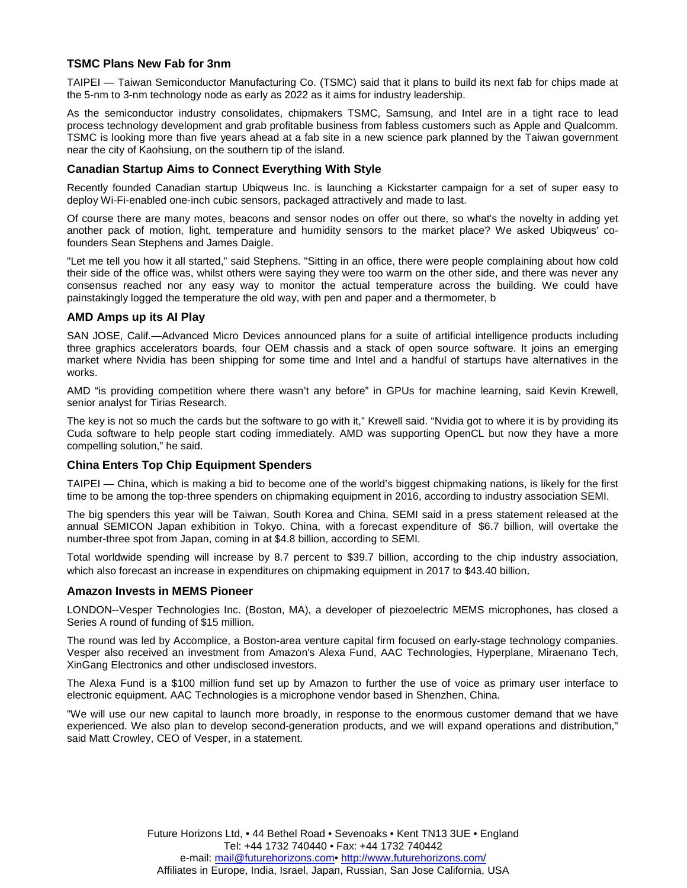### TSMC Plans New Fab for 3nm

TAIPEI — Taiwan Semiconductor Manufacturing Co. (TSMC) said that it plans to build its next fab for chips made at the 5-nm to 3-nm technology node as early as 2022 as it aims for industry leadership.

As the semiconductor industry consolidates, chipmakers TSMC, Samsung, and Intel are in a tight race to lead process technology development and grab profitable business from fabless customers such as Apple and Qualcomm. TSMC is looking more than five years ahead at a fab site in a new science park planned by the Taiwan government near the city of Kaohsiung, on the southern tip of the island.

### Canadian Startup Aims to Connect Everything With Style

Recently founded Canadian startup Ubiqweus Inc. is launching a Kickstarter campaign for a set of super easy to deploy Wi-Fi-enabled one-inch cubic sensors, packaged attractively and made to last.

Of course there are many motes, beacons and sensor nodes on offer out there, so what's the novelty in adding yet another pack of motion, light, temperature and humidity sensors to the market place? We asked Ubiqweus' co-founders Sean Stephens and James Daigle.

"Let me tell you how it all started," said Stephens. "Sitting in an office, there were people complaining about how cold their side of the office was, whilst others were saying they were too warm on the other side, and there was never any consensus reached nor any easy way to monitor the actual temperature across the building. We could have painstakingly logged the temperature the old way, with pen and paper and a thermometer, b

### AMD Amps up its AI Play

SAN JOSE, Calif.—Advanced Micro Devices announced plans for a suite of artificial intelligence products including three graphics accelerators boards, four OEM chassis and a stack of open source software. It joins an emerging market where Nvidia has been shipping for some time and Intel and a handful of startups have alternatives in the works.

AMD "is providing competition where there wasn't any before" in GPUs for machine learning, said Kevin Krewell, senior analyst for Tirias Research.

The key is not so much the cards but the software to go with it," Krewell said. "Nvidia got to where it is by providing its Cuda software to help people start coding immediately. AMD was supporting OpenCL but now they have a more compelling solution," he said.

### China Enters Top Chip Equipment Spenders

TAIPEI — China, which is making a bid to become one of the world's biggest chipmaking nations, is likely for the first time to be among the top-three spenders on chipmaking equipment in 2016, according to industry association SEMI.

The big spenders this year will be Taiwan, South Korea and China, SEMI said in a press statement released at the annual SEMICON Japan exhibition in Tokyo. China, with a forecast expenditure of $6.7 billion, will overtake the number-three spot from Japan, coming in at $4.8 billion, according to SEMI.

Total worldwide spending will increase by 8.7 percent to $39.7 billion, according to the chip industry association, which also forecast an increase in expenditures on chipmaking equipment in 2017 to $43.40 billion.

### Amazon Invests in MEMS Pioneer

LONDON--Vesper Technologies Inc. (Boston, MA), a developer of piezoelectric MEMS microphones, has closed a Series A round of funding of $15 million.

The round was led by Accomplice, a Boston-area venture capital firm focused on early-stage technology companies. Vesper also received an investment from Amazon's Alexa Fund, AAC Technologies, Hyperplane, Miraenano Tech, XinGang Electronics and other undisclosed investors.

The Alexa Fund is a $100 million fund set up by Amazon to further the use of voice as primary user interface to electronic equipment. AAC Technologies is a microphone vendor based in Shenzhen, China.

"We will use our new capital to launch more broadly, in response to the enormous customer demand that we have experienced. We also plan to develop second-generation products, and we will expand operations and distribution," said Matt Crowley, CEO of Vesper, in a statement.

Future Horizons Ltd, • 44 Bethel Road • Sevenoaks • Kent TN13 3UE • England
Tel: +44 1732 740440 • Fax: +44 1732 740442
e-mail: mail@futurehorizons.com• http://www.futurehorizons.com/
Affiliates in Europe, India, Israel, Japan, Russian, San Jose California, USA